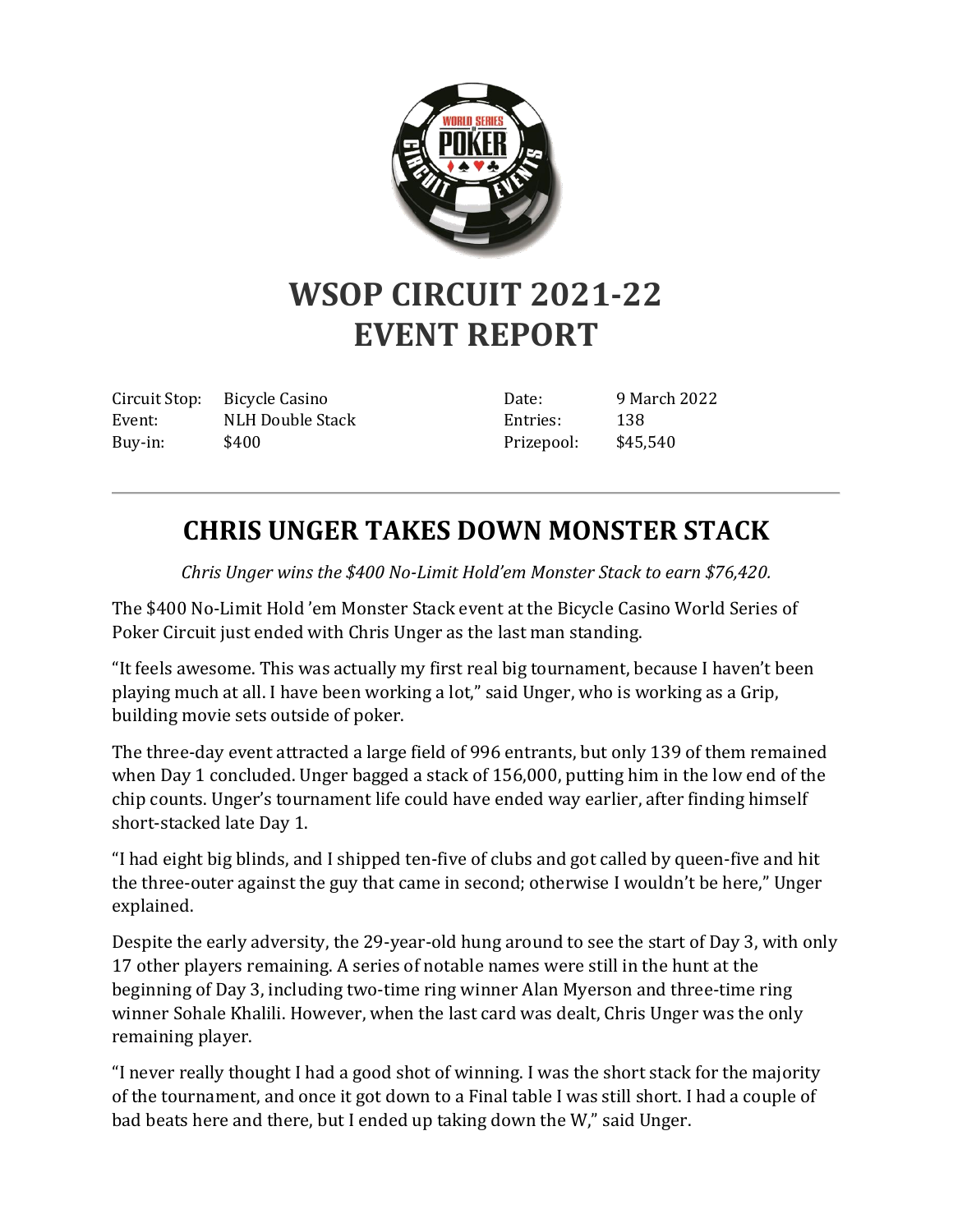# WSOP CIRCUIT 2021-22
# EVENT REPORT

| | | | |
|---|---|---|---|
| Circuit Stop: | Bicycle Casino | Date: | 9 March 2022 |
| Event: | NLH Double Stack | Entries: | 138 |
| Buy-in: | $400 | Prizepool: | $45,540 |

---

## CHRIS UNGER TAKES DOWN MONSTER STACK

*Chris Unger wins the $400 No-Limit Hold'em Monster Stack to earn $76,420.*

The $400 No-Limit Hold 'em Monster Stack event at the Bicycle Casino World Series of Poker Circuit just ended with Chris Unger as the last man standing.

"It feels awesome. This was actually my first real big tournament, because I haven't been playing much at all. I have been working a lot," said Unger, who is working as a Grip, building movie sets outside of poker.

The three-day event attracted a large field of 996 entrants, but only 139 of them remained when Day 1 concluded. Unger bagged a stack of 156,000, putting him in the low end of the chip counts. Unger's tournament life could have ended way earlier, after finding himself short-stacked late Day 1.

"I had eight big blinds, and I shipped ten-five of clubs and got called by queen-five and hit the three-outer against the guy that came in second; otherwise I wouldn't be here," Unger explained.

Despite the early adversity, the 29-year-old hung around to see the start of Day 3, with only 17 other players remaining. A series of notable names were still in the hunt at the beginning of Day 3, including two-time ring winner Alan Myerson and three-time ring winner Sohale Khalili. However, when the last card was dealt, Chris Unger was the only remaining player.

"I never really thought I had a good shot of winning. I was the short stack for the majority of the tournament, and once it got down to a Final table I was still short. I had a couple of bad beats here and there, but I ended up taking down the W," said Unger.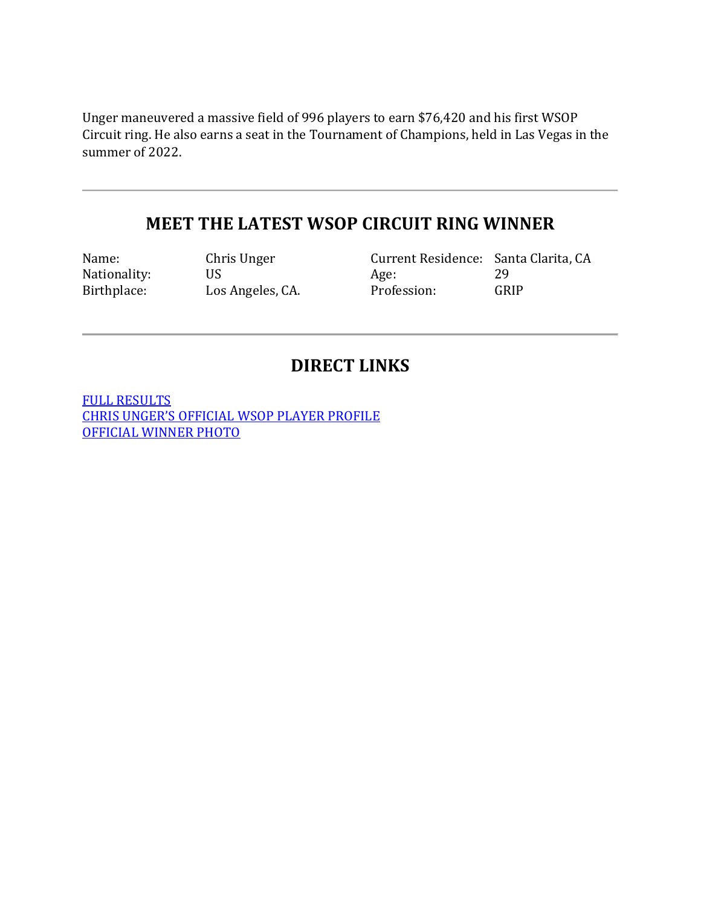Unger maneuvered a massive field of 996 players to earn $76,420 and his first WSOP Circuit ring. He also earns a seat in the Tournament of Champions, held in Las Vegas in the summer of 2022.

---

## MEET THE LATEST WSOP CIRCUIT RING WINNER

| | | | |
|---|---|---|---|
| Name: | Chris Unger | Current Residence: | Santa Clarita, CA |
| Nationality: | US | Age: | 29 |
| Birthplace: | Los Angeles, CA. | Profession: | GRIP |

---

## DIRECT LINKS

FULL RESULTS
CHRIS UNGER'S OFFICIAL WSOP PLAYER PROFILE
OFFICIAL WINNER PHOTO